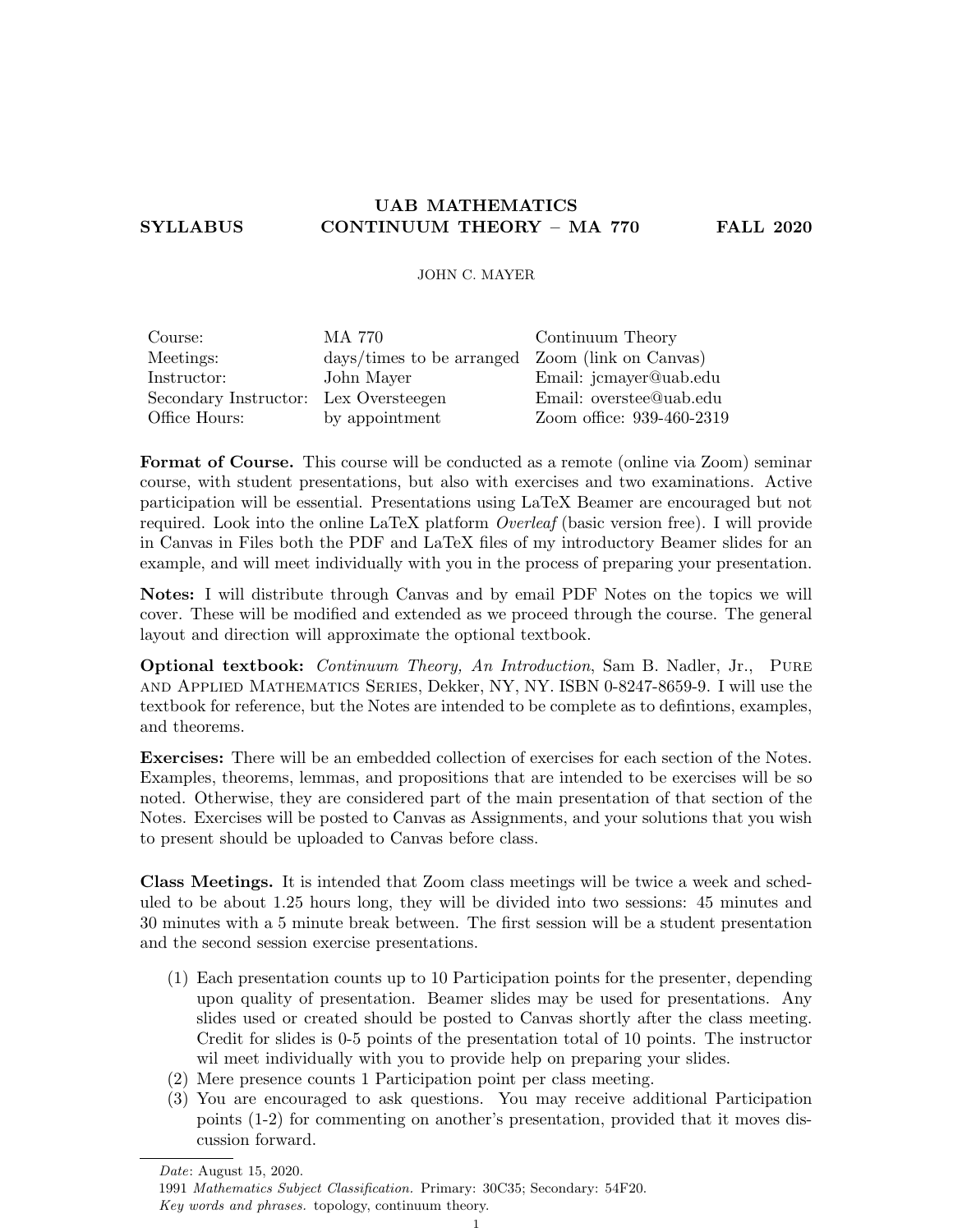# UAB MATHEMATICS

**SYLLABUS** **CONTINUUM THEORY – MA 770** **FALL 2020**

JOHN C. MAYER

| | | |
|---|---|---|
| Course: | MA 770 | Continuum Theory |
| Meetings: | days/times to be arranged | Zoom (link on Canvas) |
| Instructor: | John Mayer | Email: jcmayer@uab.edu |
| Secondary Instructor: | Lex Oversteegen | Email: overstee@uab.edu |
| Office Hours: | by appointment | Zoom office: 939-460-2319 |

**Format of Course.** This course will be conducted as a remote (online via Zoom) seminar course, with student presentations, but also with exercises and two examinations. Active participation will be essential. Presentations using LaTeX Beamer are encouraged but not required. Look into the online LaTeX platform *Overleaf* (basic version free). I will provide in Canvas in Files both the PDF and LaTeX files of my introductory Beamer slides for an example, and will meet individually with you in the process of preparing your presentation.

**Notes:** I will distribute through Canvas and by email PDF Notes on the topics we will cover. These will be modified and extended as we proceed through the course. The general layout and direction will approximate the optional textbook.

**Optional textbook:** *Continuum Theory, An Introduction*, Sam B. Nadler, Jr., Pure and Applied Mathematics Series, Dekker, NY, NY. ISBN 0-8247-8659-9. I will use the textbook for reference, but the Notes are intended to be complete as to defintions, examples, and theorems.

**Exercises:** There will be an embedded collection of exercises for each section of the Notes. Examples, theorems, lemmas, and propositions that are intended to be exercises will be so noted. Otherwise, they are considered part of the main presentation of that section of the Notes. Exercises will be posted to Canvas as Assignments, and your solutions that you wish to present should be uploaded to Canvas before class.

**Class Meetings.** It is intended that Zoom class meetings will be twice a week and scheduled to be about 1.25 hours long, they will be divided into two sessions: 45 minutes and 30 minutes with a 5 minute break between. The first session will be a student presentation and the second session exercise presentations.

(1) Each presentation counts up to 10 Participation points for the presenter, depending upon quality of presentation. Beamer slides may be used for presentations. Any slides used or created should be posted to Canvas shortly after the class meeting. Credit for slides is 0-5 points of the presentation total of 10 points. The instructor wil meet individually with you to provide help on preparing your slides.
(2) Mere presence counts 1 Participation point per class meeting.
(3) You are encouraged to ask questions. You may receive additional Participation points (1-2) for commenting on another's presentation, provided that it moves discussion forward.

---

*Date*: August 15, 2020.

1991 *Mathematics Subject Classification.* Primary: 30C35; Secondary: 54F20.

*Key words and phrases.* topology, continuum theory.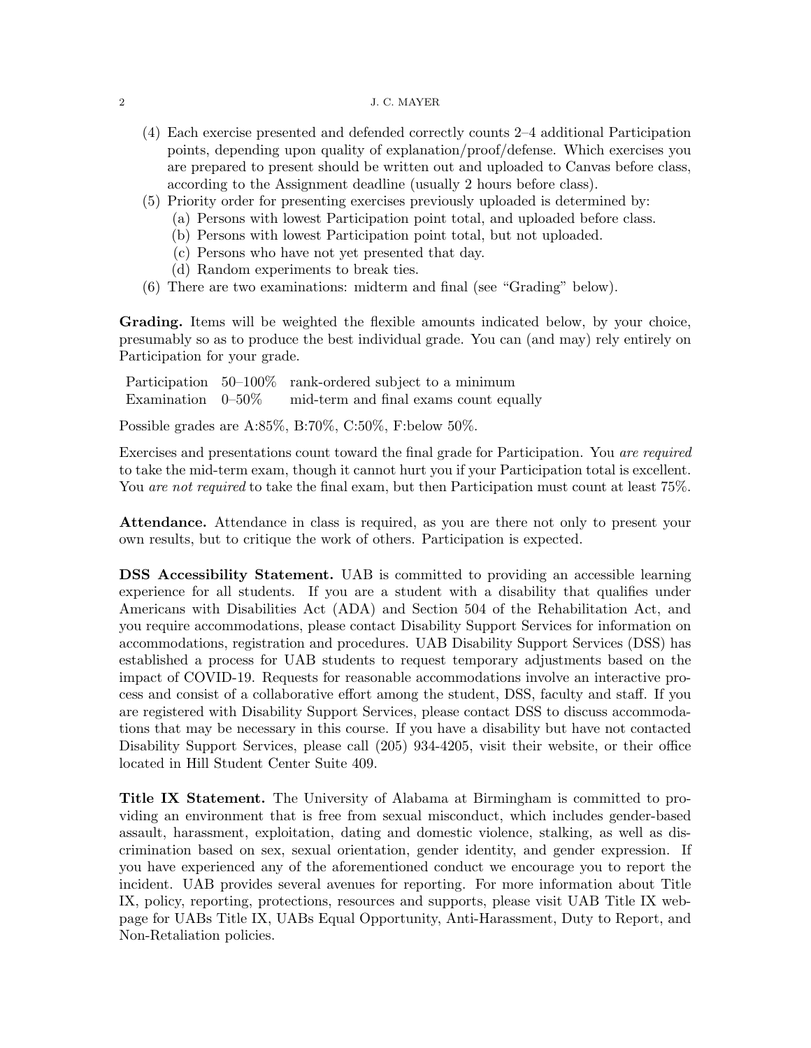(4) Each exercise presented and defended correctly counts 2–4 additional Participation points, depending upon quality of explanation/proof/defense. Which exercises you are prepared to present should be written out and uploaded to Canvas before class, according to the Assignment deadline (usually 2 hours before class).

(5) Priority order for presenting exercises previously uploaded is determined by:
   (a) Persons with lowest Participation point total, and uploaded before class.
   (b) Persons with lowest Participation point total, but not uploaded.
   (c) Persons who have not yet presented that day.
   (d) Random experiments to break ties.

(6) There are two examinations: midterm and final (see "Grading" below).

**Grading.** Items will be weighted the flexible amounts indicated below, by your choice, presumably so as to produce the best individual grade. You can (and may) rely entirely on Participation for your grade.

| | | |
|---|---|---|
| Participation | 50–100% | rank-ordered subject to a minimum |
| Examination | 0–50% | mid-term and final exams count equally |

Possible grades are A:85%, B:70%, C:50%, F:below 50%.

Exercises and presentations count toward the final grade for Participation. You *are required* to take the mid-term exam, though it cannot hurt you if your Participation total is excellent. You *are not required* to take the final exam, but then Participation must count at least 75%.

**Attendance.** Attendance in class is required, as you are there not only to present your own results, but to critique the work of others. Participation is expected.

**DSS Accessibility Statement.** UAB is committed to providing an accessible learning experience for all students. If you are a student with a disability that qualifies under Americans with Disabilities Act (ADA) and Section 504 of the Rehabilitation Act, and you require accommodations, please contact Disability Support Services for information on accommodations, registration and procedures. UAB Disability Support Services (DSS) has established a process for UAB students to request temporary adjustments based on the impact of COVID-19. Requests for reasonable accommodations involve an interactive process and consist of a collaborative effort among the student, DSS, faculty and staff. If you are registered with Disability Support Services, please contact DSS to discuss accommodations that may be necessary in this course. If you have a disability but have not contacted Disability Support Services, please call (205) 934-4205, visit their website, or their office located in Hill Student Center Suite 409.

**Title IX Statement.** The University of Alabama at Birmingham is committed to providing an environment that is free from sexual misconduct, which includes gender-based assault, harassment, exploitation, dating and domestic violence, stalking, as well as discrimination based on sex, sexual orientation, gender identity, and gender expression. If you have experienced any of the aforementioned conduct we encourage you to report the incident. UAB provides several avenues for reporting. For more information about Title IX, policy, reporting, protections, resources and supports, please visit UAB Title IX webpage for UABs Title IX, UABs Equal Opportunity, Anti-Harassment, Duty to Report, and Non-Retaliation policies.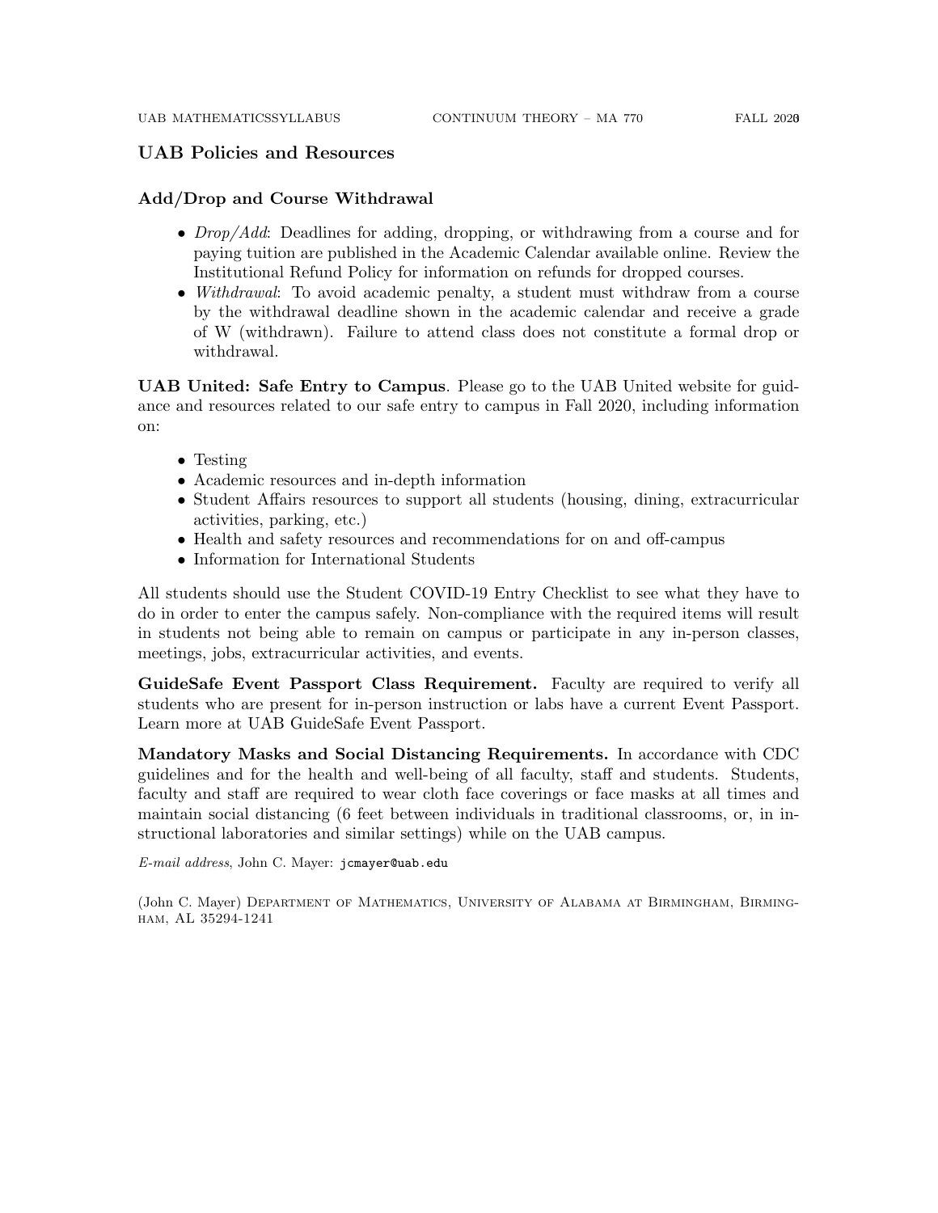## UAB Policies and Resources

### Add/Drop and Course Withdrawal

- *Drop/Add*: Deadlines for adding, dropping, or withdrawing from a course and for paying tuition are published in the Academic Calendar available online. Review the Institutional Refund Policy for information on refunds for dropped courses.
- *Withdrawal*: To avoid academic penalty, a student must withdraw from a course by the withdrawal deadline shown in the academic calendar and receive a grade of W (withdrawn). Failure to attend class does not constitute a formal drop or withdrawal.

**UAB United: Safe Entry to Campus**. Please go to the UAB United website for guidance and resources related to our safe entry to campus in Fall 2020, including information on:

- Testing
- Academic resources and in-depth information
- Student Affairs resources to support all students (housing, dining, extracurricular activities, parking, etc.)
- Health and safety resources and recommendations for on and off-campus
- Information for International Students

All students should use the Student COVID-19 Entry Checklist to see what they have to do in order to enter the campus safely. Non-compliance with the required items will result in students not being able to remain on campus or participate in any in-person classes, meetings, jobs, extracurricular activities, and events.

**GuideSafe Event Passport Class Requirement.** Faculty are required to verify all students who are present for in-person instruction or labs have a current Event Passport. Learn more at UAB GuideSafe Event Passport.

**Mandatory Masks and Social Distancing Requirements.** In accordance with CDC guidelines and for the health and well-being of all faculty, staff and students. Students, faculty and staff are required to wear cloth face coverings or face masks at all times and maintain social distancing (6 feet between individuals in traditional classrooms, or, in instructional laboratories and similar settings) while on the UAB campus.

*E-mail address*, John C. Mayer: `jcmayer@uab.edu`

(John C. Mayer) Department of Mathematics, University of Alabama at Birmingham, Birmingham, AL 35294-1241